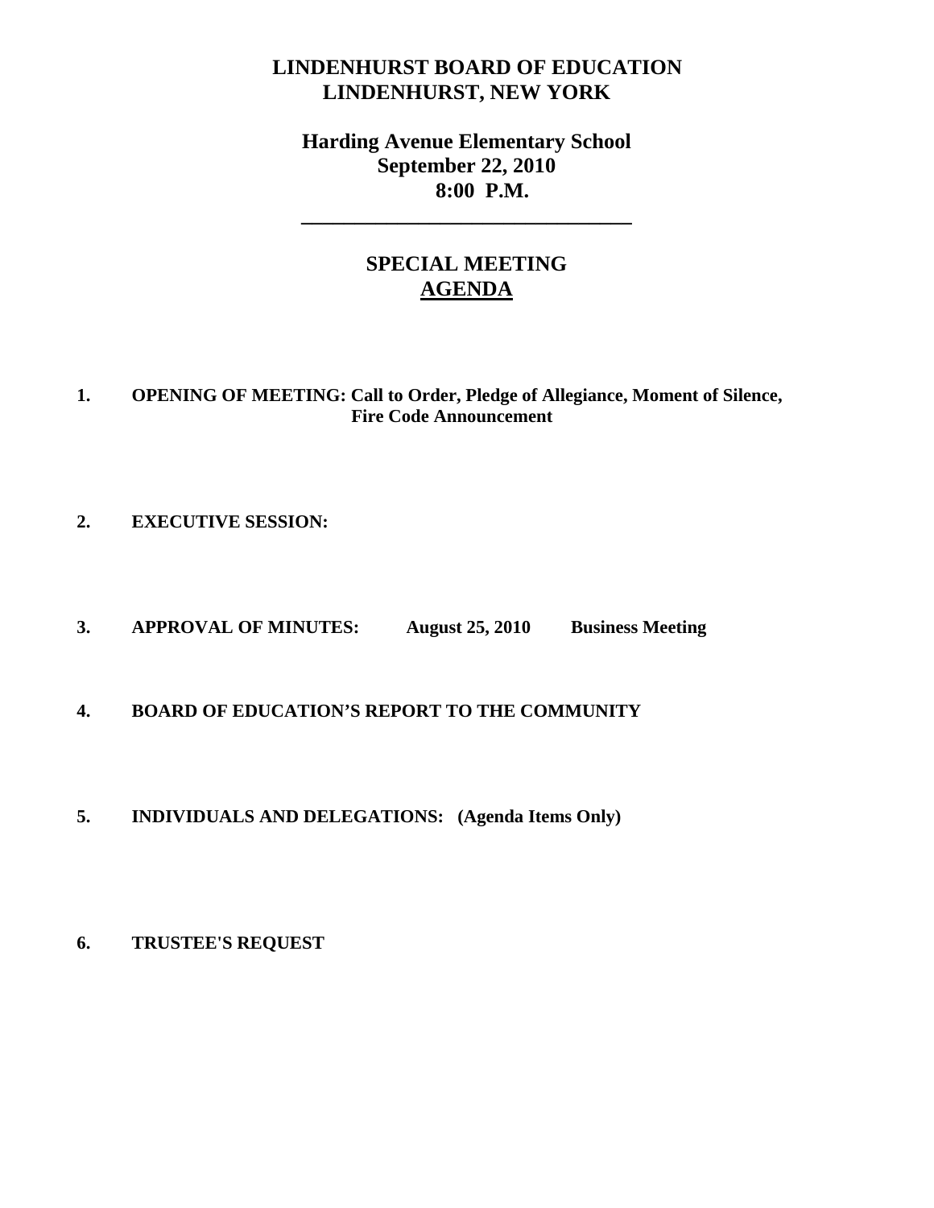# LINDENHURST BOARD OF EDUCATION
# LINDENHURST, NEW YORK

## Harding Avenue Elementary School
## September 22, 2010
## 8:00 P.M.

---

## SPECIAL MEETING
## AGENDA

**1. OPENING OF MEETING: Call to Order, Pledge of Allegiance, Moment of Silence, Fire Code Announcement**

**2. EXECUTIVE SESSION:**

**3. APPROVAL OF MINUTES: August 25, 2010 Business Meeting**

**4. BOARD OF EDUCATION'S REPORT TO THE COMMUNITY**

**5. INDIVIDUALS AND DELEGATIONS: (Agenda Items Only)**

**6. TRUSTEE'S REQUEST**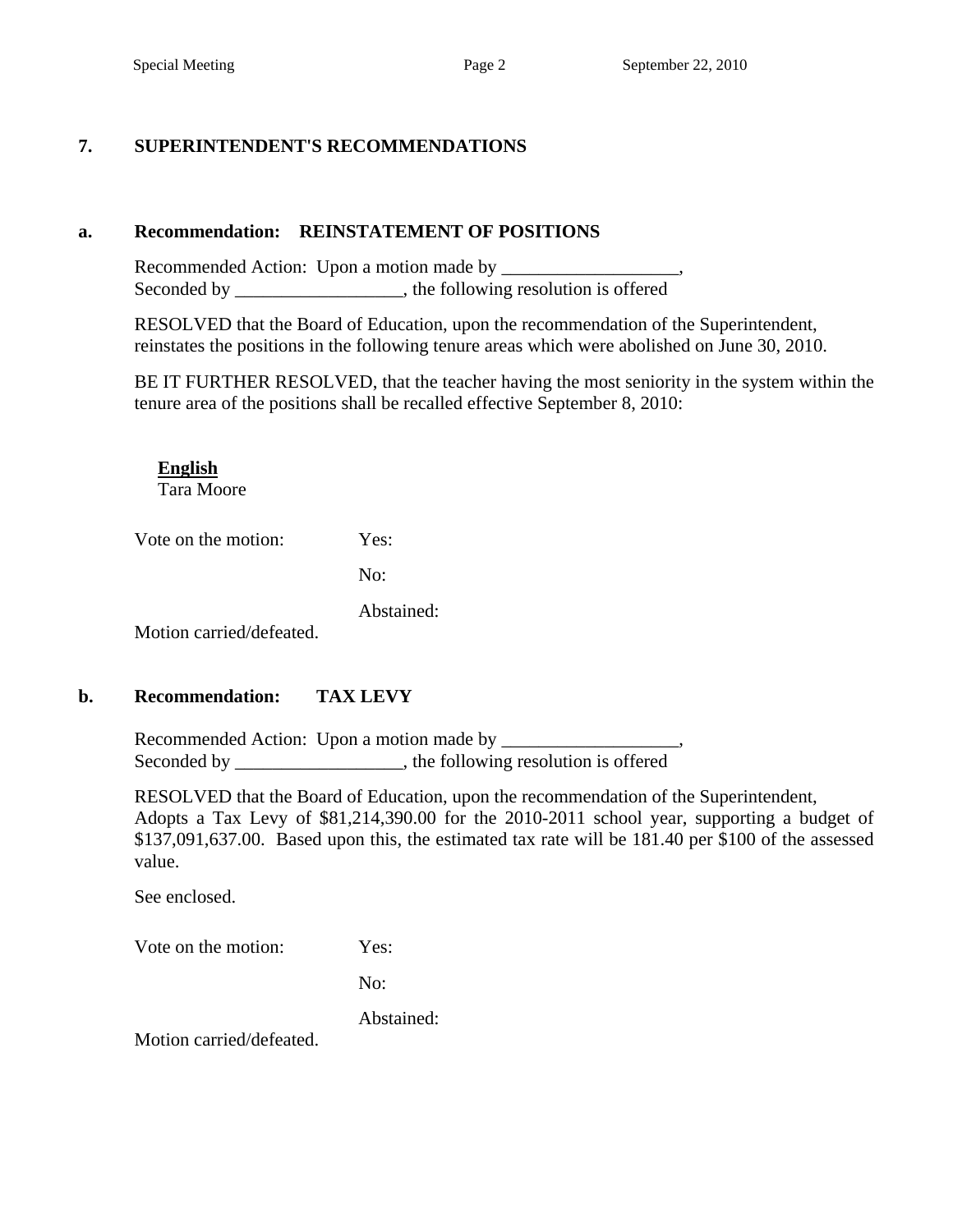## 7. SUPERINTENDENT'S RECOMMENDATIONS

### a. Recommendation: REINSTATEMENT OF POSITIONS

Recommended Action: Upon a motion made by ___________________,
Seconded by __________________, the following resolution is offered

RESOLVED that the Board of Education, upon the recommendation of the Superintendent, reinstates the positions in the following tenure areas which were abolished on June 30, 2010.

BE IT FURTHER RESOLVED, that the teacher having the most seniority in the system within the tenure area of the positions shall be recalled effective September 8, 2010:

**English**
Tara Moore

Vote on the motion: Yes:

No:

Abstained:

Motion carried/defeated.

### b. Recommendation: TAX LEVY

Recommended Action: Upon a motion made by ___________________,
Seconded by __________________, the following resolution is offered

RESOLVED that the Board of Education, upon the recommendation of the Superintendent, Adopts a Tax Levy of $81,214,390.00 for the 2010-2011 school year, supporting a budget of $137,091,637.00. Based upon this, the estimated tax rate will be 181.40 per $100 of the assessed value.

See enclosed.

Vote on the motion: Yes:

No:

Abstained:

Motion carried/defeated.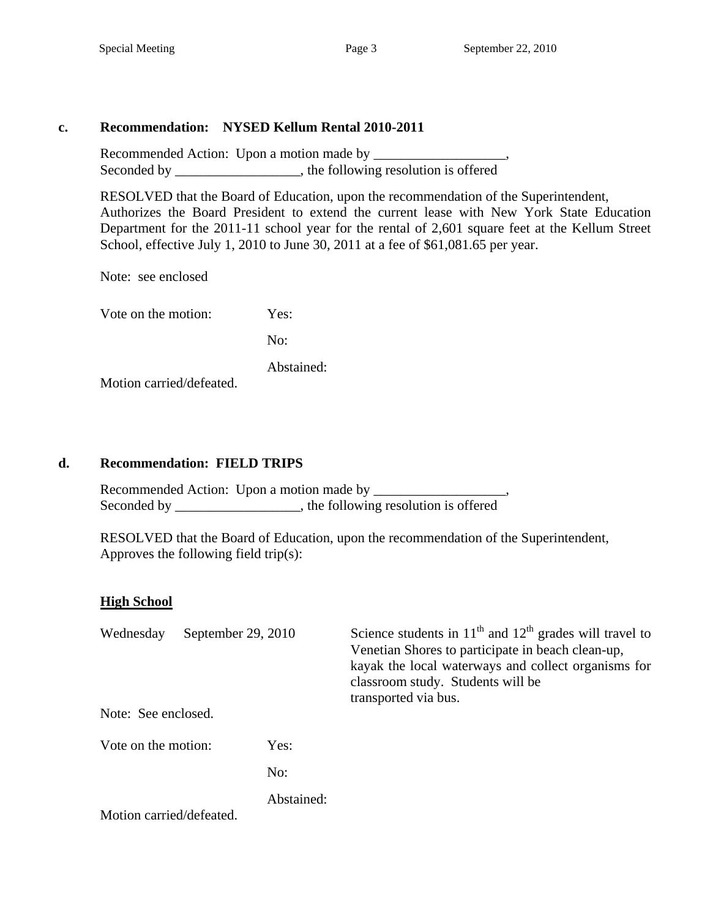**c. Recommendation: NYSED Kellum Rental 2010-2011**

Recommended Action: Upon a motion made by ___________________,
Seconded by __________________, the following resolution is offered

RESOLVED that the Board of Education, upon the recommendation of the Superintendent, Authorizes the Board President to extend the current lease with New York State Education Department for the 2011-11 school year for the rental of 2,601 square feet at the Kellum Street School, effective July 1, 2010 to June 30, 2011 at a fee of $61,081.65 per year.

Note: see enclosed

Vote on the motion: Yes:

No:

Abstained:

Motion carried/defeated.

**d. Recommendation: FIELD TRIPS**

Recommended Action: Upon a motion made by ___________________,
Seconded by __________________, the following resolution is offered

RESOLVED that the Board of Education, upon the recommendation of the Superintendent, Approves the following field trip(s):

**High School**

Wednesday September 29, 2010 — Science students in 11th and 12th grades will travel to Venetian Shores to participate in beach clean-up, kayak the local waterways and collect organisms for classroom study. Students will be transported via bus.

Note: See enclosed.

Vote on the motion: Yes:

No:

Abstained:

Motion carried/defeated.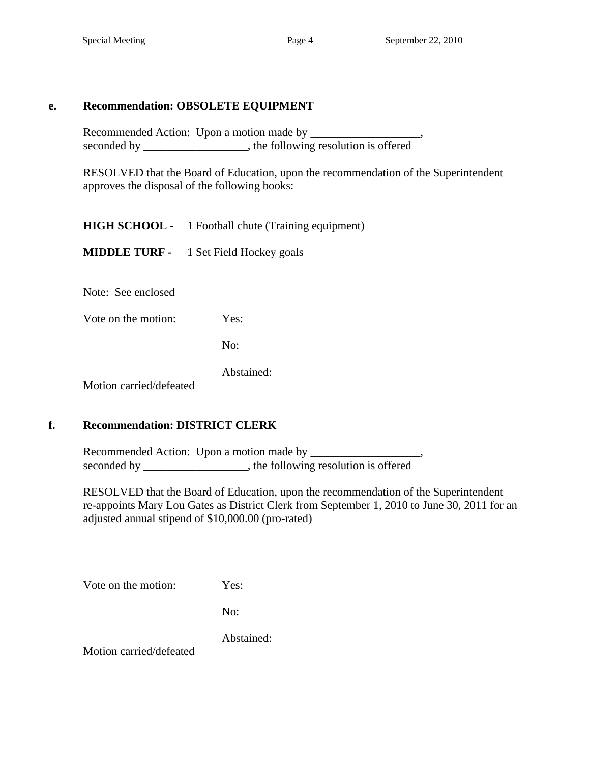**e. Recommendation: OBSOLETE EQUIPMENT**

Recommended Action: Upon a motion made by ___________________,
seconded by __________________, the following resolution is offered

RESOLVED that the Board of Education, upon the recommendation of the Superintendent approves the disposal of the following books:

**HIGH SCHOOL -** 1 Football chute (Training equipment)

**MIDDLE TURF -** 1 Set Field Hockey goals

Note: See enclosed

Vote on the motion: Yes:

No:

Abstained:

Motion carried/defeated

**f. Recommendation: DISTRICT CLERK**

Recommended Action: Upon a motion made by ___________________,
seconded by __________________, the following resolution is offered

RESOLVED that the Board of Education, upon the recommendation of the Superintendent re-appoints Mary Lou Gates as District Clerk from September 1, 2010 to June 30, 2011 for an adjusted annual stipend of $10,000.00 (pro-rated)

Vote on the motion: Yes:

No:

Abstained:

Motion carried/defeated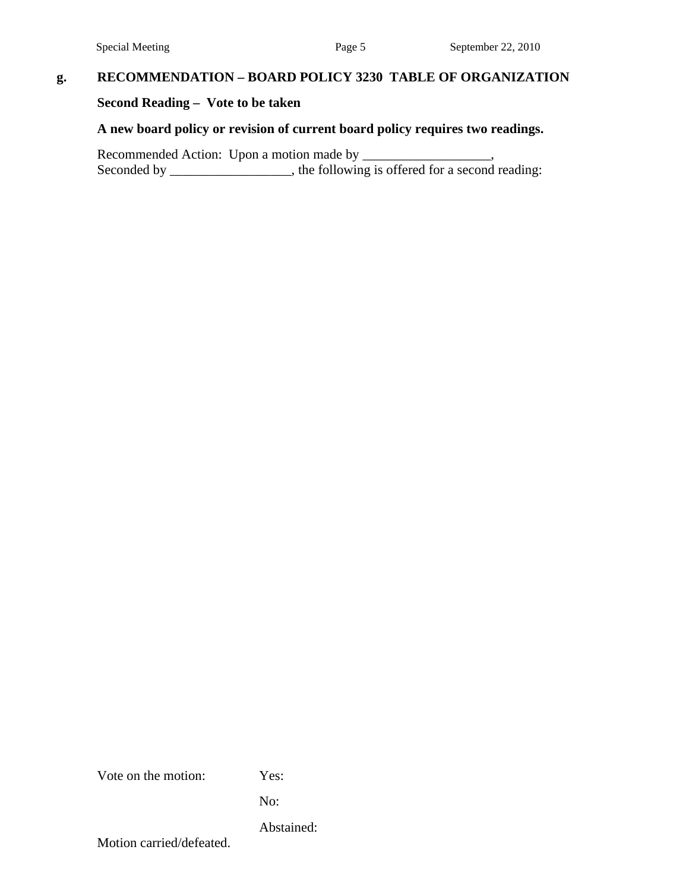## g. RECOMMENDATION – BOARD POLICY 3230 TABLE OF ORGANIZATION

**Second Reading – Vote to be taken**

**A new board policy or revision of current board policy requires two readings.**

Recommended Action: Upon a motion made by ___________________,
Seconded by __________________, the following is offered for a second reading:

Vote on the motion: Yes:

No:

Abstained:

Motion carried/defeated.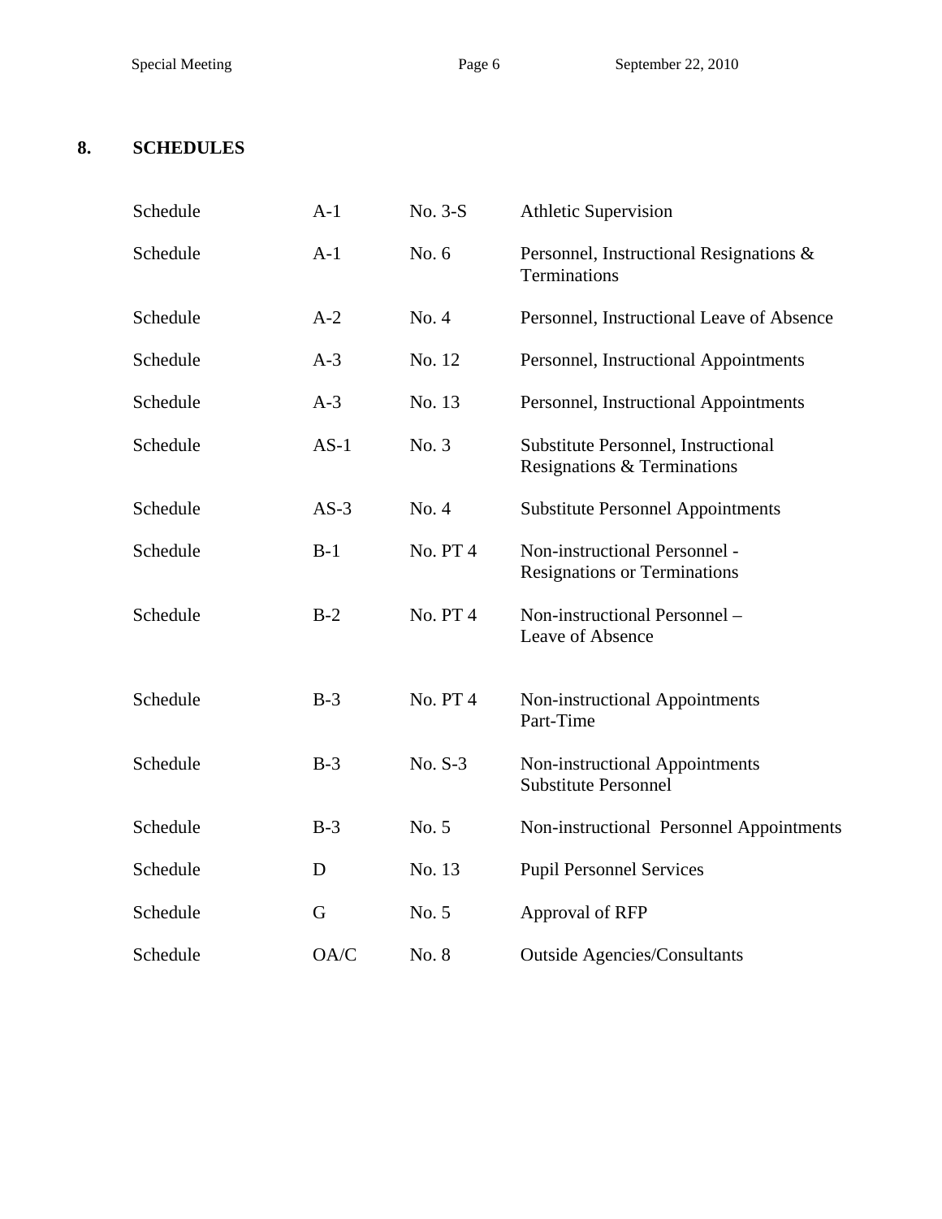## 8. SCHEDULES

| | | | |
|---|---|---|---|
| Schedule | A-1 | No. 3-S | Athletic Supervision |
| Schedule | A-1 | No. 6 | Personnel, Instructional Resignations & Terminations |
| Schedule | A-2 | No. 4 | Personnel, Instructional Leave of Absence |
| Schedule | A-3 | No. 12 | Personnel, Instructional Appointments |
| Schedule | A-3 | No. 13 | Personnel, Instructional Appointments |
| Schedule | AS-1 | No. 3 | Substitute Personnel, Instructional Resignations & Terminations |
| Schedule | AS-3 | No. 4 | Substitute Personnel Appointments |
| Schedule | B-1 | No. PT 4 | Non-instructional Personnel - Resignations or Terminations |
| Schedule | B-2 | No. PT 4 | Non-instructional Personnel – Leave of Absence |
| Schedule | B-3 | No. PT 4 | Non-instructional Appointments Part-Time |
| Schedule | B-3 | No. S-3 | Non-instructional Appointments Substitute Personnel |
| Schedule | B-3 | No. 5 | Non-instructional Personnel Appointments |
| Schedule | D | No. 13 | Pupil Personnel Services |
| Schedule | G | No. 5 | Approval of RFP |
| Schedule | OA/C | No. 8 | Outside Agencies/Consultants |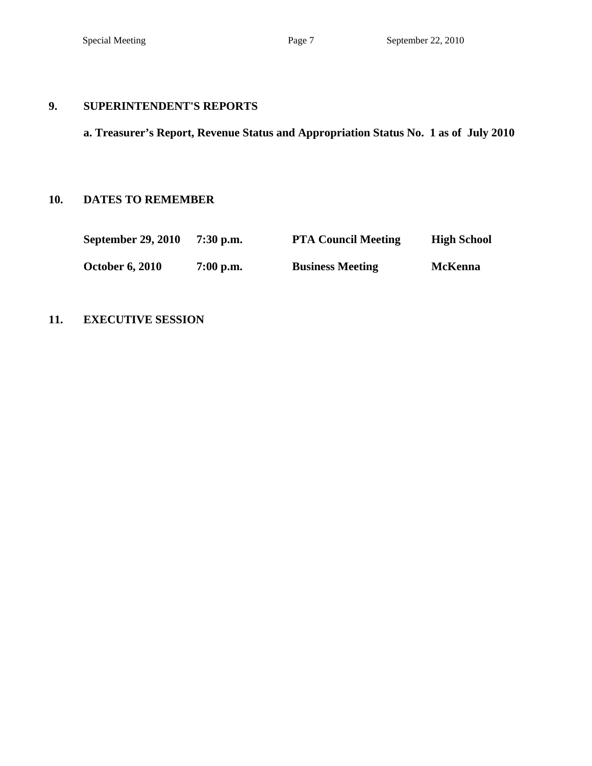## 9. SUPERINTENDENT'S REPORTS

**a. Treasurer's Report, Revenue Status and Appropriation Status No. 1 as of July 2010**

## 10. DATES TO REMEMBER

| | | | |
|---|---|---|---|
| **September 29, 2010** | **7:30 p.m.** | **PTA Council Meeting** | **High School** |
| **October 6, 2010** | **7:00 p.m.** | **Business Meeting** | **McKenna** |

## 11. EXECUTIVE SESSION